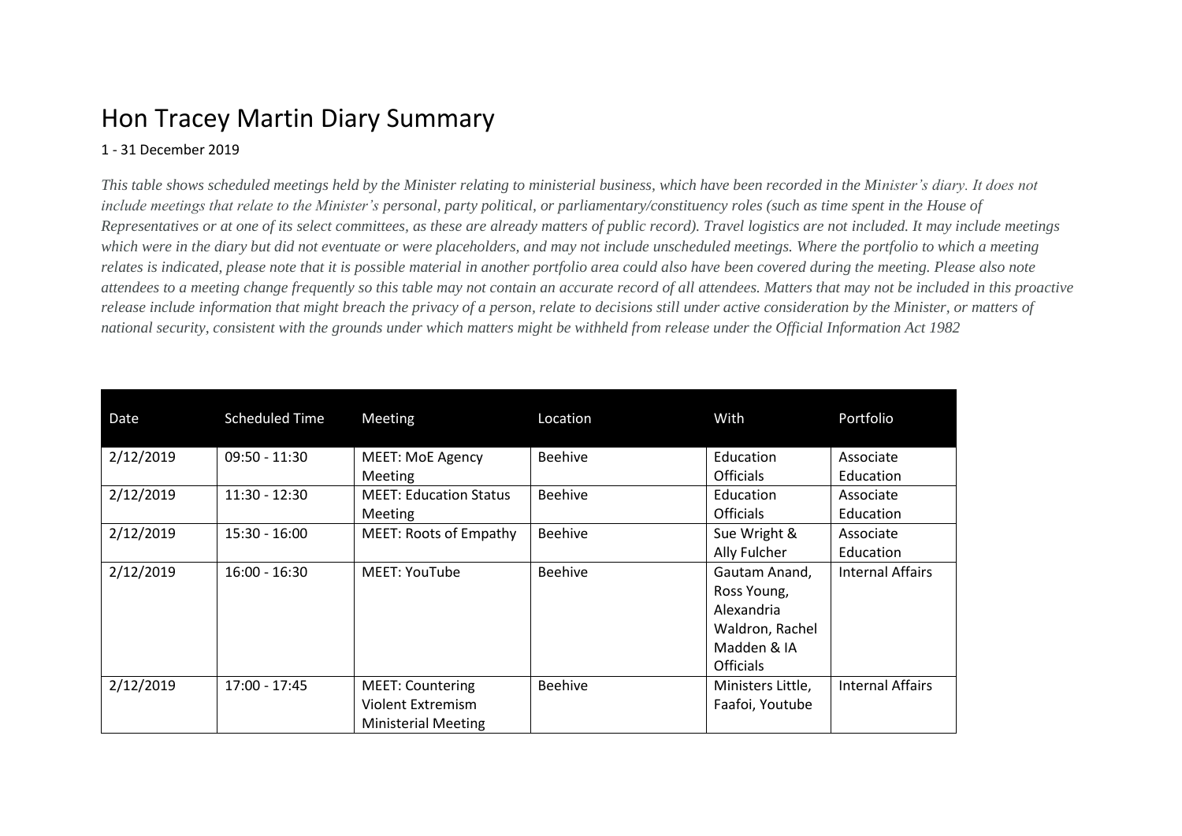# Hon Tracey Martin Diary Summary

1 - 31 December 2019

*This table shows scheduled meetings held by the Minister relating to ministerial business, which have been recorded in the Minister's diary. It does not include meetings that relate to the Minister's personal, party political, or parliamentary/constituency roles (such as time spent in the House of Representatives or at one of its select committees, as these are already matters of public record). Travel logistics are not included. It may include meetings which were in the diary but did not eventuate or were placeholders, and may not include unscheduled meetings. Where the portfolio to which a meeting relates is indicated, please note that it is possible material in another portfolio area could also have been covered during the meeting. Please also note attendees to a meeting change frequently so this table may not contain an accurate record of all attendees. Matters that may not be included in this proactive release include information that might breach the privacy of a person, relate to decisions still under active consideration by the Minister, or matters of national security, consistent with the grounds under which matters might be withheld from release under the Official Information Act 1982*

| Date | Scheduled Time | Meeting | Location | With | Portfolio |
|---|---|---|---|---|---|
| 2/12/2019 | 09:50 - 11:30 | MEET: MoE Agency Meeting | Beehive | Education Officials | Associate Education |
| 2/12/2019 | 11:30 - 12:30 | MEET: Education Status Meeting | Beehive | Education Officials | Associate Education |
| 2/12/2019 | 15:30 - 16:00 | MEET: Roots of Empathy | Beehive | Sue Wright & Ally Fulcher | Associate Education |
| 2/12/2019 | 16:00 - 16:30 | MEET: YouTube | Beehive | Gautam Anand, Ross Young, Alexandria Waldron, Rachel Madden & IA Officials | Internal Affairs |
| 2/12/2019 | 17:00 - 17:45 | MEET: Countering Violent Extremism Ministerial Meeting | Beehive | Ministers Little, Faafoi, Youtube | Internal Affairs |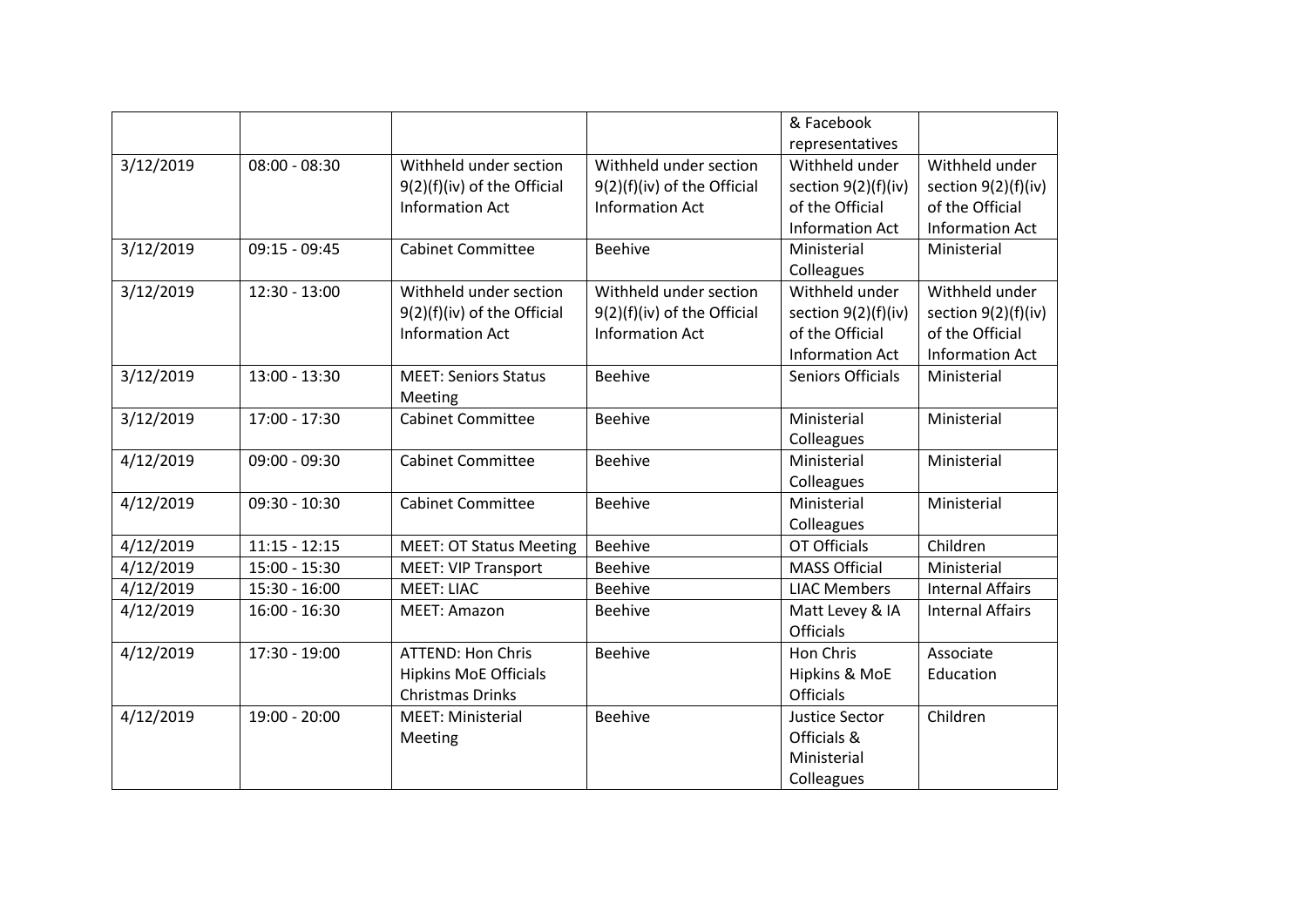| | | | | & Facebook representatives | |
|---|---|---|---|---|---|
| 3/12/2019 | 08:00 - 08:30 | Withheld under section 9(2)(f)(iv) of the Official Information Act | Withheld under section 9(2)(f)(iv) of the Official Information Act | Withheld under section 9(2)(f)(iv) of the Official Information Act | Withheld under section 9(2)(f)(iv) of the Official Information Act |
| 3/12/2019 | 09:15 - 09:45 | Cabinet Committee | Beehive | Ministerial Colleagues | Ministerial |
| 3/12/2019 | 12:30 - 13:00 | Withheld under section 9(2)(f)(iv) of the Official Information Act | Withheld under section 9(2)(f)(iv) of the Official Information Act | Withheld under section 9(2)(f)(iv) of the Official Information Act | Withheld under section 9(2)(f)(iv) of the Official Information Act |
| 3/12/2019 | 13:00 - 13:30 | MEET: Seniors Status Meeting | Beehive | Seniors Officials | Ministerial |
| 3/12/2019 | 17:00 - 17:30 | Cabinet Committee | Beehive | Ministerial Colleagues | Ministerial |
| 4/12/2019 | 09:00 - 09:30 | Cabinet Committee | Beehive | Ministerial Colleagues | Ministerial |
| 4/12/2019 | 09:30 - 10:30 | Cabinet Committee | Beehive | Ministerial Colleagues | Ministerial |
| 4/12/2019 | 11:15 - 12:15 | MEET: OT Status Meeting | Beehive | OT Officials | Children |
| 4/12/2019 | 15:00 - 15:30 | MEET: VIP Transport | Beehive | MASS Official | Ministerial |
| 4/12/2019 | 15:30 - 16:00 | MEET: LIAC | Beehive | LIAC Members | Internal Affairs |
| 4/12/2019 | 16:00 - 16:30 | MEET: Amazon | Beehive | Matt Levey & IA Officials | Internal Affairs |
| 4/12/2019 | 17:30 - 19:00 | ATTEND: Hon Chris Hipkins MoE Officials Christmas Drinks | Beehive | Hon Chris Hipkins & MoE Officials | Associate Education |
| 4/12/2019 | 19:00 - 20:00 | MEET: Ministerial Meeting | Beehive | Justice Sector Officials & Ministerial Colleagues | Children |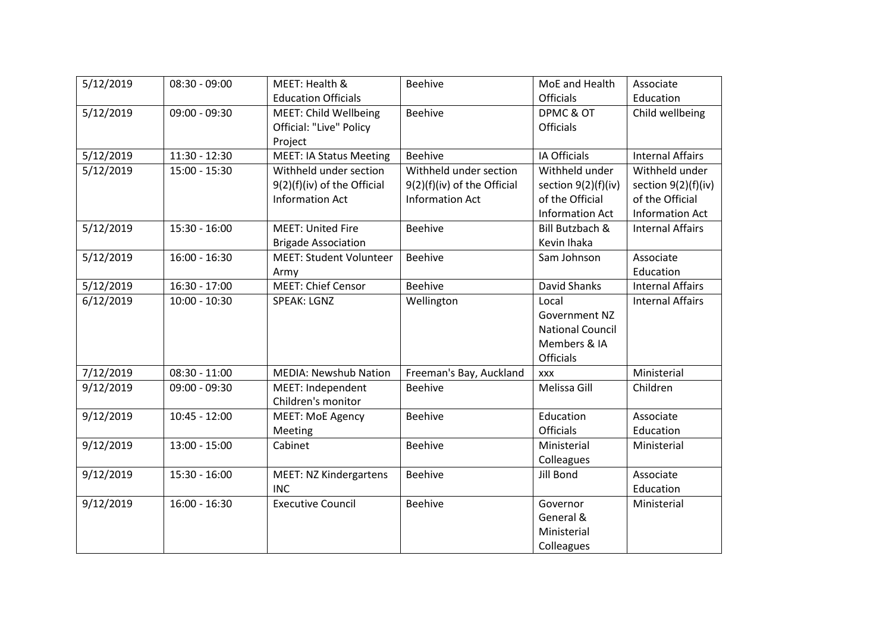| | | | | | |
|---|---|---|---|---|---|
| 5/12/2019 | 08:30 - 09:00 | MEET: Health & Education Officials | Beehive | MoE and Health Officials | Associate Education |
| 5/12/2019 | 09:00 - 09:30 | MEET: Child Wellbeing Official: "Live" Policy Project | Beehive | DPMC & OT Officials | Child wellbeing |
| 5/12/2019 | 11:30 - 12:30 | MEET: IA Status Meeting | Beehive | IA Officials | Internal Affairs |
| 5/12/2019 | 15:00 - 15:30 | Withheld under section 9(2)(f)(iv) of the Official Information Act | Withheld under section 9(2)(f)(iv) of the Official Information Act | Withheld under section 9(2)(f)(iv) of the Official Information Act | Withheld under section 9(2)(f)(iv) of the Official Information Act |
| 5/12/2019 | 15:30 - 16:00 | MEET: United Fire Brigade Association | Beehive | Bill Butzbach & Kevin Ihaka | Internal Affairs |
| 5/12/2019 | 16:00 - 16:30 | MEET: Student Volunteer Army | Beehive | Sam Johnson | Associate Education |
| 5/12/2019 | 16:30 - 17:00 | MEET: Chief Censor | Beehive | David Shanks | Internal Affairs |
| 6/12/2019 | 10:00 - 10:30 | SPEAK: LGNZ | Wellington | Local Government NZ National Council Members & IA Officials | Internal Affairs |
| 7/12/2019 | 08:30 - 11:00 | MEDIA: Newshub Nation | Freeman's Bay, Auckland | xxx | Ministerial |
| 9/12/2019 | 09:00 - 09:30 | MEET: Independent Children's monitor | Beehive | Melissa Gill | Children |
| 9/12/2019 | 10:45 - 12:00 | MEET: MoE Agency Meeting | Beehive | Education Officials | Associate Education |
| 9/12/2019 | 13:00 - 15:00 | Cabinet | Beehive | Ministerial Colleagues | Ministerial |
| 9/12/2019 | 15:30 - 16:00 | MEET: NZ Kindergartens INC | Beehive | Jill Bond | Associate Education |
| 9/12/2019 | 16:00 - 16:30 | Executive Council | Beehive | Governor General & Ministerial Colleagues | Ministerial |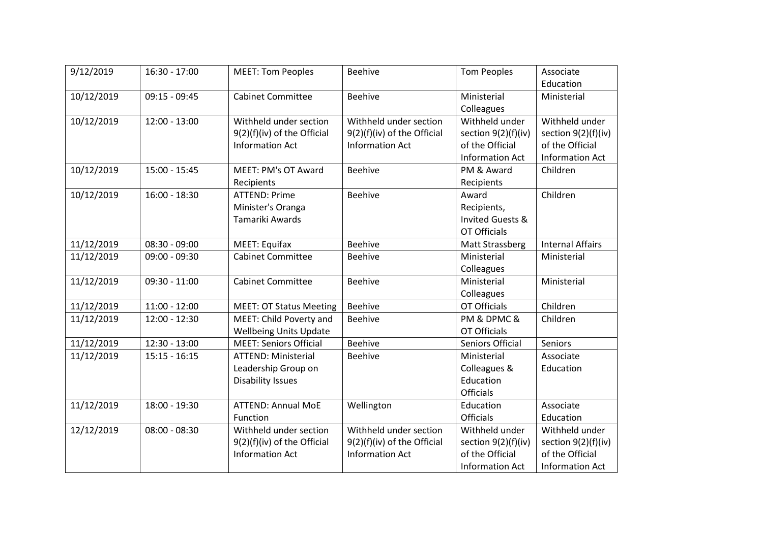| 9/12/2019 | 16:30 - 17:00 | MEET: Tom Peoples | Beehive | Tom Peoples | Associate Education |
|---|---|---|---|---|---|
| 10/12/2019 | 09:15 - 09:45 | Cabinet Committee | Beehive | Ministerial Colleagues | Ministerial |
| 10/12/2019 | 12:00 - 13:00 | Withheld under section 9(2)(f)(iv) of the Official Information Act | Withheld under section 9(2)(f)(iv) of the Official Information Act | Withheld under section 9(2)(f)(iv) of the Official Information Act | Withheld under section 9(2)(f)(iv) of the Official Information Act |
| 10/12/2019 | 15:00 - 15:45 | MEET: PM's OT Award Recipients | Beehive | PM & Award Recipients | Children |
| 10/12/2019 | 16:00 - 18:30 | ATTEND: Prime Minister's Oranga Tamariki Awards | Beehive | Award Recipients, Invited Guests & OT Officials | Children |
| 11/12/2019 | 08:30 - 09:00 | MEET: Equifax | Beehive | Matt Strassberg | Internal Affairs |
| 11/12/2019 | 09:00 - 09:30 | Cabinet Committee | Beehive | Ministerial Colleagues | Ministerial |
| 11/12/2019 | 09:30 - 11:00 | Cabinet Committee | Beehive | Ministerial Colleagues | Ministerial |
| 11/12/2019 | 11:00 - 12:00 | MEET: OT Status Meeting | Beehive | OT Officials | Children |
| 11/12/2019 | 12:00 - 12:30 | MEET: Child Poverty and Wellbeing Units Update | Beehive | PM & DPMC & OT Officials | Children |
| 11/12/2019 | 12:30 - 13:00 | MEET: Seniors Official | Beehive | Seniors Official | Seniors |
| 11/12/2019 | 15:15 - 16:15 | ATTEND: Ministerial Leadership Group on Disability Issues | Beehive | Ministerial Colleagues & Education Officials | Associate Education |
| 11/12/2019 | 18:00 - 19:30 | ATTEND: Annual MoE Function | Wellington | Education Officials | Associate Education |
| 12/12/2019 | 08:00 - 08:30 | Withheld under section 9(2)(f)(iv) of the Official Information Act | Withheld under section 9(2)(f)(iv) of the Official Information Act | Withheld under section 9(2)(f)(iv) of the Official Information Act | Withheld under section 9(2)(f)(iv) of the Official Information Act |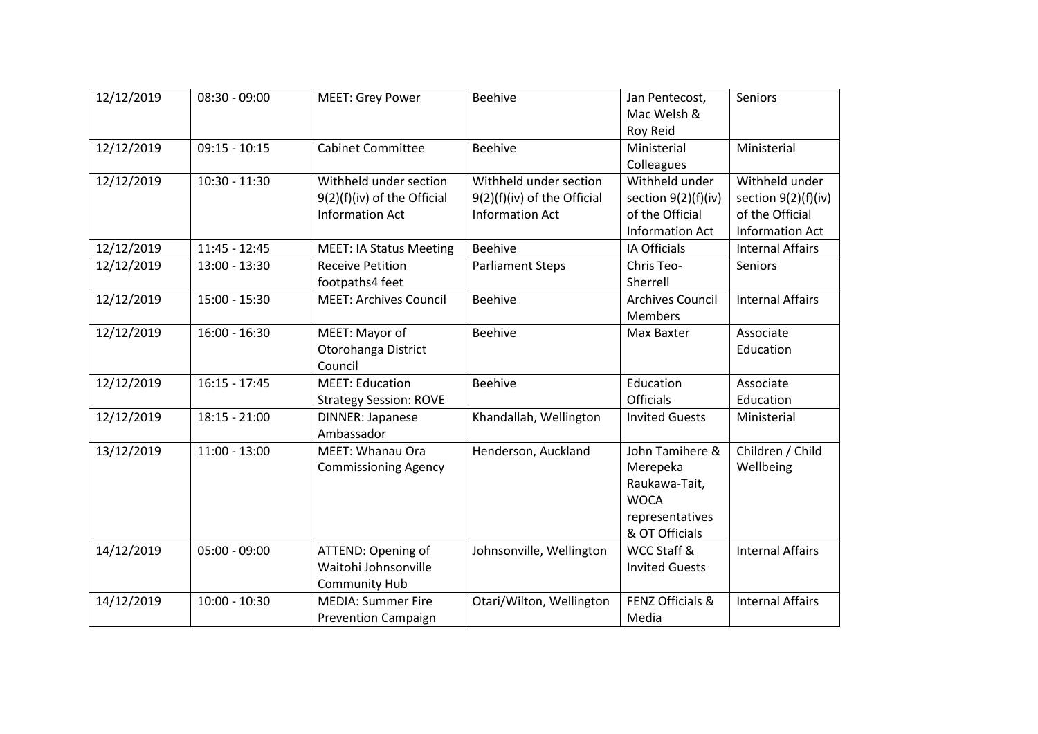| 12/12/2019 | 08:30 - 09:00 | MEET: Grey Power | Beehive | Jan Pentecost, Mac Welsh & Roy Reid | Seniors |
|---|---|---|---|---|---|
| 12/12/2019 | 09:15 - 10:15 | Cabinet Committee | Beehive | Ministerial Colleagues | Ministerial |
| 12/12/2019 | 10:30 - 11:30 | Withheld under section 9(2)(f)(iv) of the Official Information Act | Withheld under section 9(2)(f)(iv) of the Official Information Act | Withheld under section 9(2)(f)(iv) of the Official Information Act | Withheld under section 9(2)(f)(iv) of the Official Information Act |
| 12/12/2019 | 11:45 - 12:45 | MEET: IA Status Meeting | Beehive | IA Officials | Internal Affairs |
| 12/12/2019 | 13:00 - 13:30 | Receive Petition footpaths4 feet | Parliament Steps | Chris Teo-Sherrell | Seniors |
| 12/12/2019 | 15:00 - 15:30 | MEET: Archives Council | Beehive | Archives Council Members | Internal Affairs |
| 12/12/2019 | 16:00 - 16:30 | MEET: Mayor of Otorohanga District Council | Beehive | Max Baxter | Associate Education |
| 12/12/2019 | 16:15 - 17:45 | MEET: Education Strategy Session: ROVE | Beehive | Education Officials | Associate Education |
| 12/12/2019 | 18:15 - 21:00 | DINNER: Japanese Ambassador | Khandallah, Wellington | Invited Guests | Ministerial |
| 13/12/2019 | 11:00 - 13:00 | MEET: Whanau Ora Commissioning Agency | Henderson, Auckland | John Tamihere & Merepeka Raukawa-Tait, WOCA representatives & OT Officials | Children / Child Wellbeing |
| 14/12/2019 | 05:00 - 09:00 | ATTEND: Opening of Waitohi Johnsonville Community Hub | Johnsonville, Wellington | WCC Staff & Invited Guests | Internal Affairs |
| 14/12/2019 | 10:00 - 10:30 | MEDIA: Summer Fire Prevention Campaign | Otari/Wilton, Wellington | FENZ Officials & Media | Internal Affairs |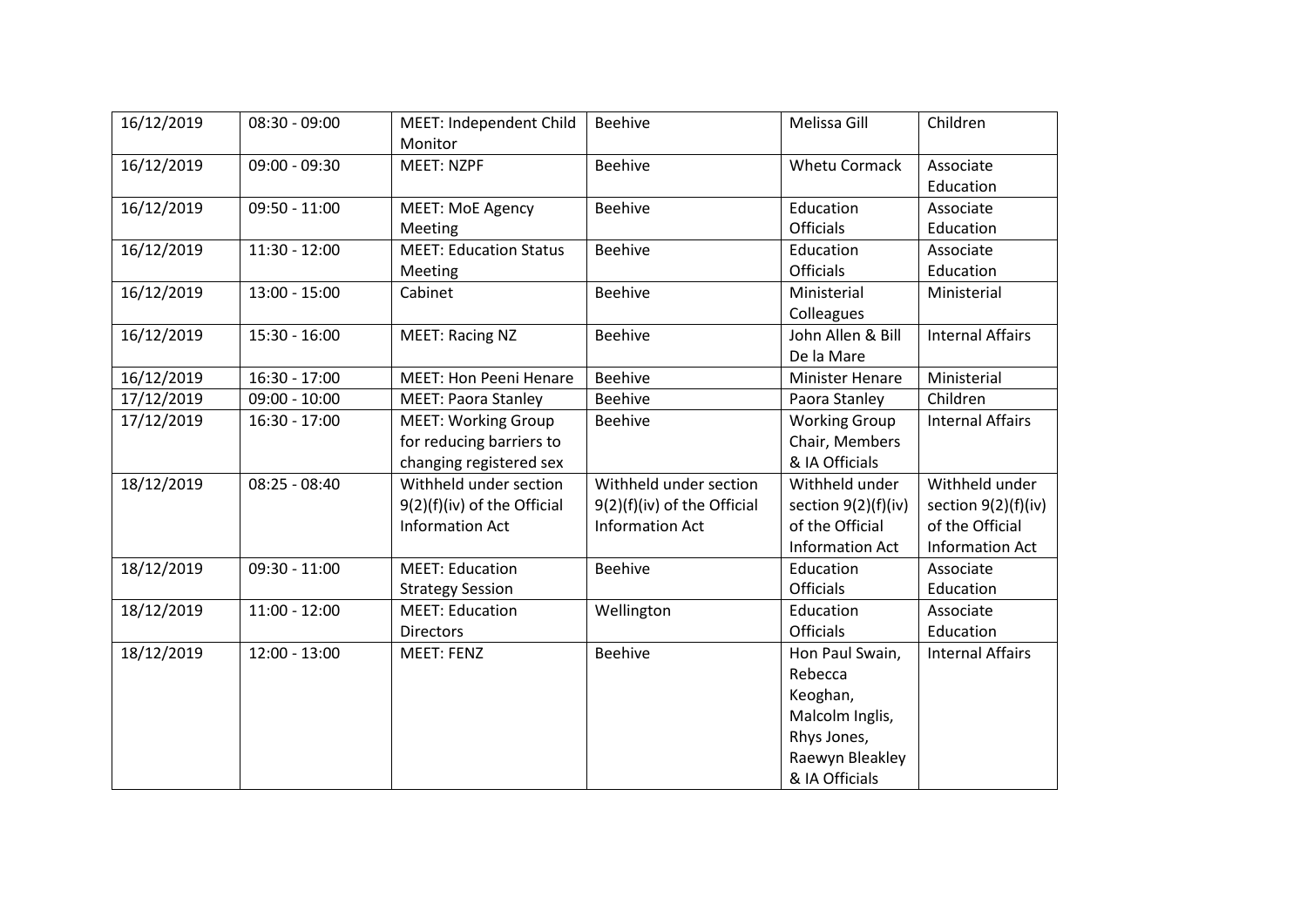| 16/12/2019 | 08:30 - 09:00 | MEET: Independent Child Monitor | Beehive | Melissa Gill | Children |
|---|---|---|---|---|---|
| 16/12/2019 | 09:00 - 09:30 | MEET: NZPF | Beehive | Whetu Cormack | Associate Education |
| 16/12/2019 | 09:50 - 11:00 | MEET: MoE Agency Meeting | Beehive | Education Officials | Associate Education |
| 16/12/2019 | 11:30 - 12:00 | MEET: Education Status Meeting | Beehive | Education Officials | Associate Education |
| 16/12/2019 | 13:00 - 15:00 | Cabinet | Beehive | Ministerial Colleagues | Ministerial |
| 16/12/2019 | 15:30 - 16:00 | MEET: Racing NZ | Beehive | John Allen & Bill De la Mare | Internal Affairs |
| 16/12/2019 | 16:30 - 17:00 | MEET: Hon Peeni Henare | Beehive | Minister Henare | Ministerial |
| 17/12/2019 | 09:00 - 10:00 | MEET: Paora Stanley | Beehive | Paora Stanley | Children |
| 17/12/2019 | 16:30 - 17:00 | MEET: Working Group for reducing barriers to changing registered sex | Beehive | Working Group Chair, Members & IA Officials | Internal Affairs |
| 18/12/2019 | 08:25 - 08:40 | Withheld under section 9(2)(f)(iv) of the Official Information Act | Withheld under section 9(2)(f)(iv) of the Official Information Act | Withheld under section 9(2)(f)(iv) of the Official Information Act | Withheld under section 9(2)(f)(iv) of the Official Information Act |
| 18/12/2019 | 09:30 - 11:00 | MEET: Education Strategy Session | Beehive | Education Officials | Associate Education |
| 18/12/2019 | 11:00 - 12:00 | MEET: Education Directors | Wellington | Education Officials | Associate Education |
| 18/12/2019 | 12:00 - 13:00 | MEET: FENZ | Beehive | Hon Paul Swain, Rebecca Keoghan, Malcolm Inglis, Rhys Jones, Raewyn Bleakley & IA Officials | Internal Affairs |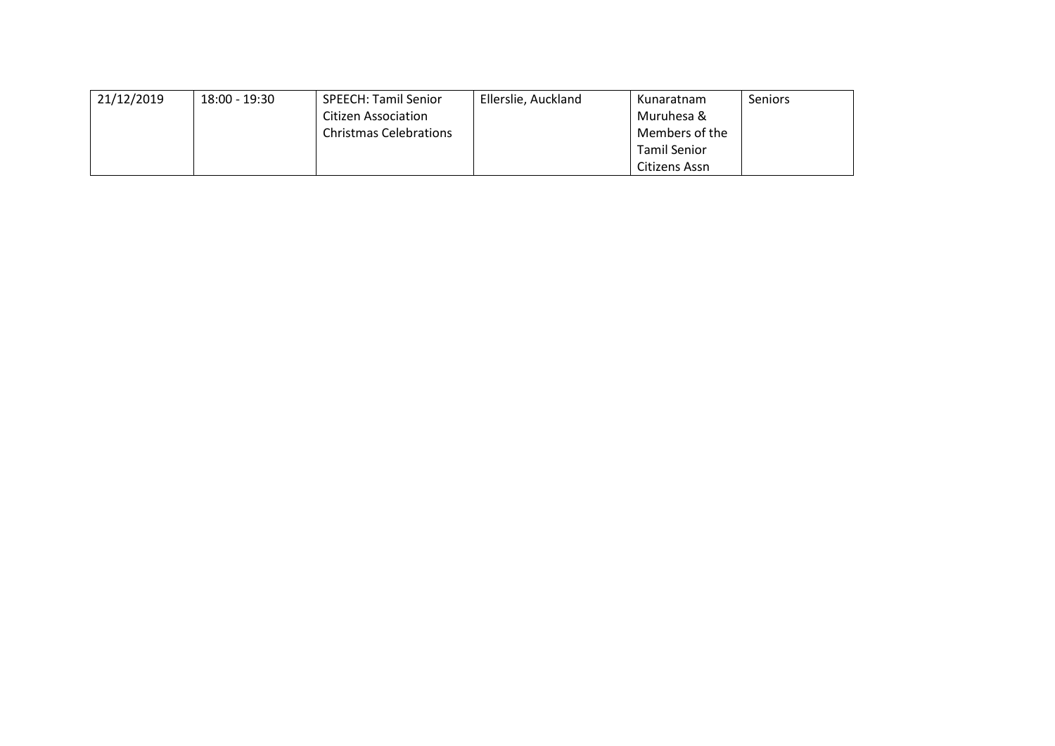| | | | | | |
|---|---|---|---|---|---|
| 21/12/2019 | 18:00 - 19:30 | SPEECH: Tamil Senior Citizen Association Christmas Celebrations | Ellerslie, Auckland | Kunaratnam Muruhesa & Members of the Tamil Senior Citizens Assn | Seniors |